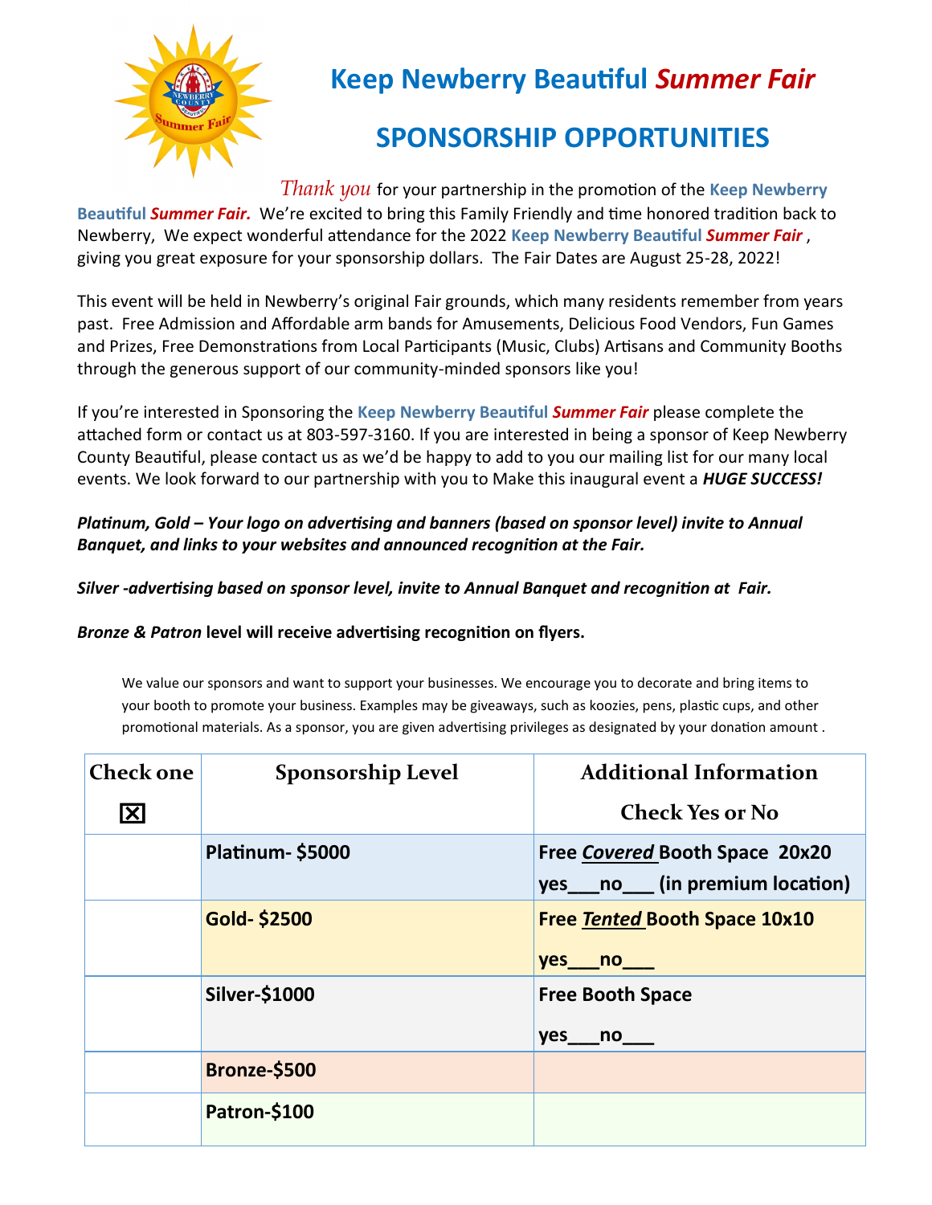# Keep Newberry Beautiful *Summer Fair*

## SPONSORSHIP OPPORTUNITIES

*Thank you* for your partnership in the promotion of the **Keep Newberry Beautiful *Summer Fair.*** We're excited to bring this Family Friendly and time honored tradition back to Newberry, We expect wonderful attendance for the 2022 **Keep Newberry Beautiful *Summer Fair*** , giving you great exposure for your sponsorship dollars. The Fair Dates are August 25-28, 2022!

This event will be held in Newberry's original Fair grounds, which many residents remember from years past. Free Admission and Affordable arm bands for Amusements, Delicious Food Vendors, Fun Games and Prizes, Free Demonstrations from Local Participants (Music, Clubs) Artisans and Community Booths through the generous support of our community-minded sponsors like you!

If you're interested in Sponsoring the **Keep Newberry Beautiful *Summer Fair*** please complete the attached form or contact us at 803-597-3160. If you are interested in being a sponsor of Keep Newberry County Beautiful, please contact us as we'd be happy to add to you our mailing list for our many local events. We look forward to our partnership with you to Make this inaugural event a ***HUGE SUCCESS!***

***Platinum, Gold – Your logo on advertising and banners (based on sponsor level) invite to Annual Banquet, and links to your websites and announced recognition at the Fair.***

***Silver -advertising based on sponsor level, invite to Annual Banquet and recognition at Fair.***

***Bronze & Patron*** **level will receive advertising recognition on flyers.**

We value our sponsors and want to support your businesses. We encourage you to decorate and bring items to your booth to promote your business. Examples may be giveaways, such as koozies, pens, plastic cups, and other promotional materials. As a sponsor, you are given advertising privileges as designated by your donation amount .

| Check one ☒ | Sponsorship Level | Additional Information Check Yes or No |
|---|---|---|
| | **Platinum- $5000** | **Free *Covered* Booth Space 20x20 yes\_\_\_no\_\_\_ (in premium location)** |
| | **Gold- $2500** | **Free *Tented* Booth Space 10x10 yes\_\_\_no\_\_\_** |
| | **Silver-$1000** | **Free Booth Space yes\_\_\_no\_\_\_** |
| | **Bronze-$500** | |
| | **Patron-$100** | |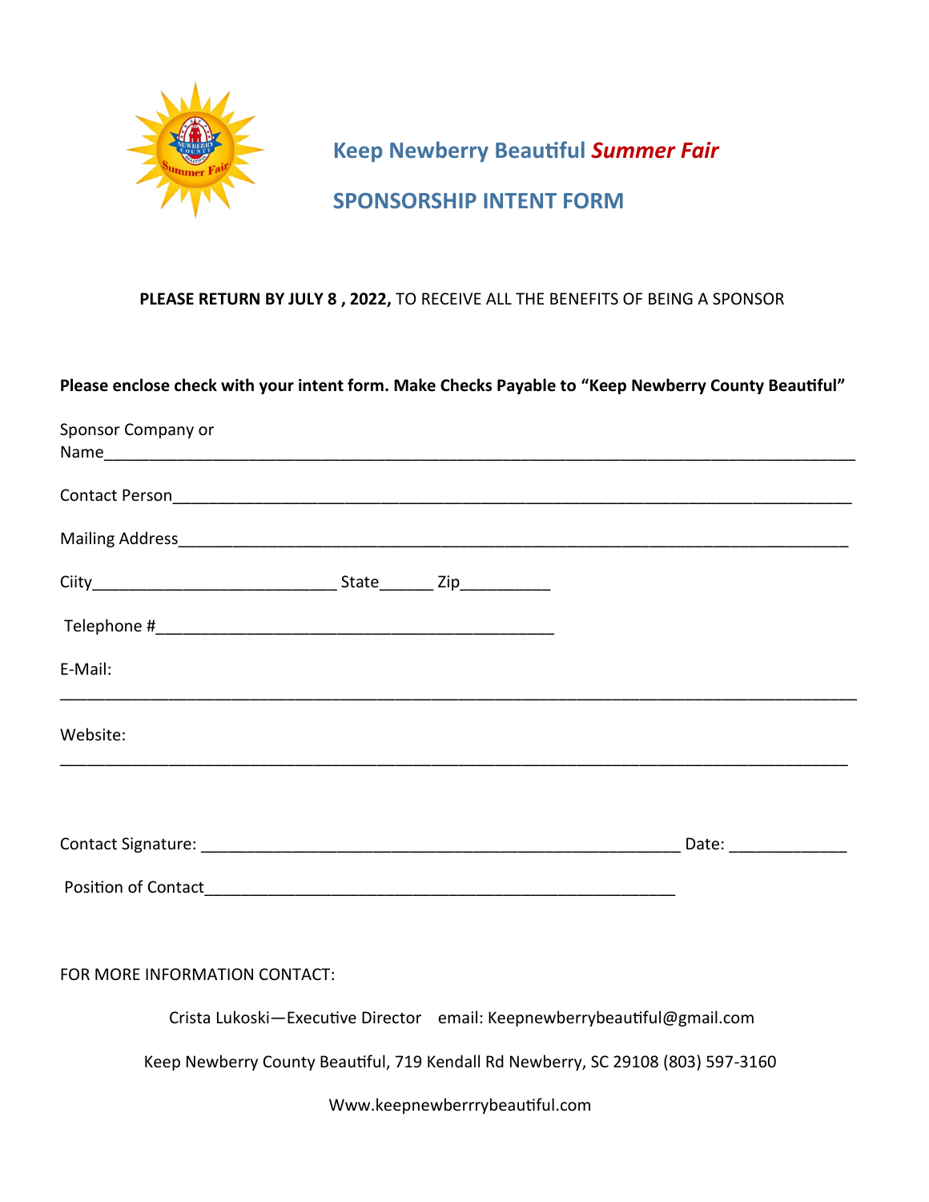# Keep Newberry Beautiful *Summer Fair*

## SPONSORSHIP INTENT FORM

**PLEASE RETURN BY JULY 8 , 2022,** TO RECEIVE ALL THE BENEFITS OF BEING A SPONSOR

**Please enclose check with your intent form. Make Checks Payable to "Keep Newberry County Beautiful"**

Sponsor Company or Name_______________________________________________________________________________

Contact Person_____________________________________________________________________________

Mailing Address____________________________________________________________________________

Ciity___________________________ State______ Zip__________

Telephone #____________________________________________

E-Mail: ______________________________________________________________________________________

Website: _____________________________________________________________________________________

Contact Signature: ______________________________________________________ Date: _____________

Position of Contact_____________________________________________________

FOR MORE INFORMATION CONTACT:

Crista Lukoski—Executive Director email: Keepnewberrybeautiful@gmail.com

Keep Newberry County Beautiful, 719 Kendall Rd Newberry, SC 29108 (803) 597-3160

Www.keepnewberrrybeautiful.com